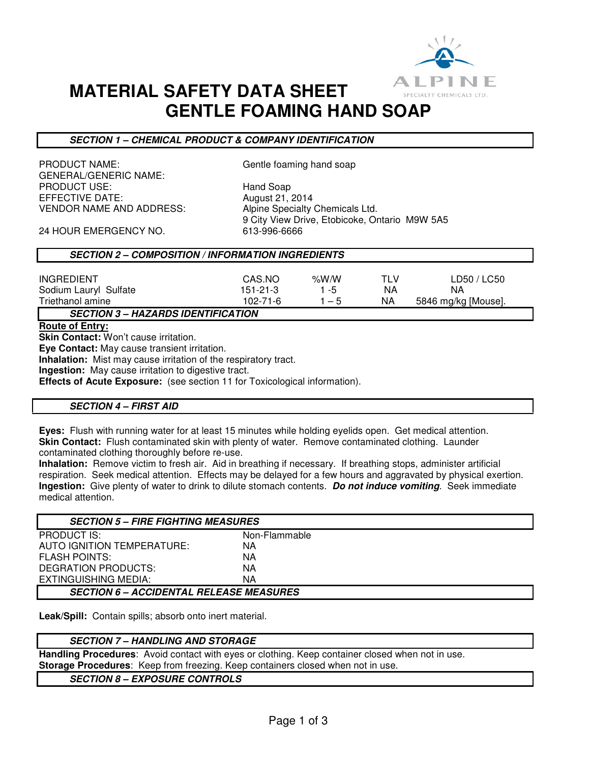# MATERIAL SAFETY DATA SHEET
# GENTLE FOAMING HAND SOAP

## SECTION 1 – CHEMICAL PRODUCT & COMPANY IDENTIFICATION

| | |
|---|---|
| PRODUCT NAME: | Gentle foaming hand soap |
| GENERAL/GENERIC NAME: | |
| PRODUCT USE: | Hand Soap |
| EFFECTIVE DATE: | August 21, 2014 |
| VENDOR NAME AND ADDRESS: | Alpine Specialty Chemicals Ltd.<br>9 City View Drive, Etobicoke, Ontario M9W 5A5 |
| 24 HOUR EMERGENCY NO. | 613-996-6666 |

## SECTION 2 – COMPOSITION / INFORMATION INGREDIENTS

| INGREDIENT | CAS.NO | %W/W | TLV | LD50 / LC50 |
|---|---|---|---|---|
| Sodium Lauryl Sulfate | 151-21-3 | 1 -5 | NA | NA |
| Triethanol amine | 102-71-6 | 1 – 5 | NA | 5846 mg/kg [Mouse]. |

## SECTION 3 – HAZARDS IDENTIFICATION

**Route of Entry:**

**Skin Contact:** Won't cause irritation.
**Eye Contact:** May cause transient irritation.
**Inhalation:** Mist may cause irritation of the respiratory tract.
**Ingestion:** May cause irritation to digestive tract.
**Effects of Acute Exposure:** (see section 11 for Toxicological information).

## SECTION 4 – FIRST AID

**Eyes:** Flush with running water for at least 15 minutes while holding eyelids open. Get medical attention.
**Skin Contact:** Flush contaminated skin with plenty of water. Remove contaminated clothing. Launder contaminated clothing thoroughly before re-use.
**Inhalation:** Remove victim to fresh air. Aid in breathing if necessary. If breathing stops, administer artificial respiration. Seek medical attention. Effects may be delayed for a few hours and aggravated by physical exertion.
**Ingestion:** Give plenty of water to drink to dilute stomach contents. ***Do not induce vomiting***. Seek immediate medical attention.

## SECTION 5 – FIRE FIGHTING MEASURES

| | |
|---|---|
| PRODUCT IS: | Non-Flammable |
| AUTO IGNITION TEMPERATURE: | NA |
| FLASH POINTS: | NA |
| DEGRATION PRODUCTS: | NA |
| EXTINGUISHING MEDIA: | NA |

## SECTION 6 – ACCIDENTAL RELEASE MEASURES

**Leak/Spill:** Contain spills; absorb onto inert material.

## SECTION 7 – HANDLING AND STORAGE

**Handling Procedures**: Avoid contact with eyes or clothing. Keep container closed when not in use.
**Storage Procedures**: Keep from freezing. Keep containers closed when not in use.

## SECTION 8 – EXPOSURE CONTROLS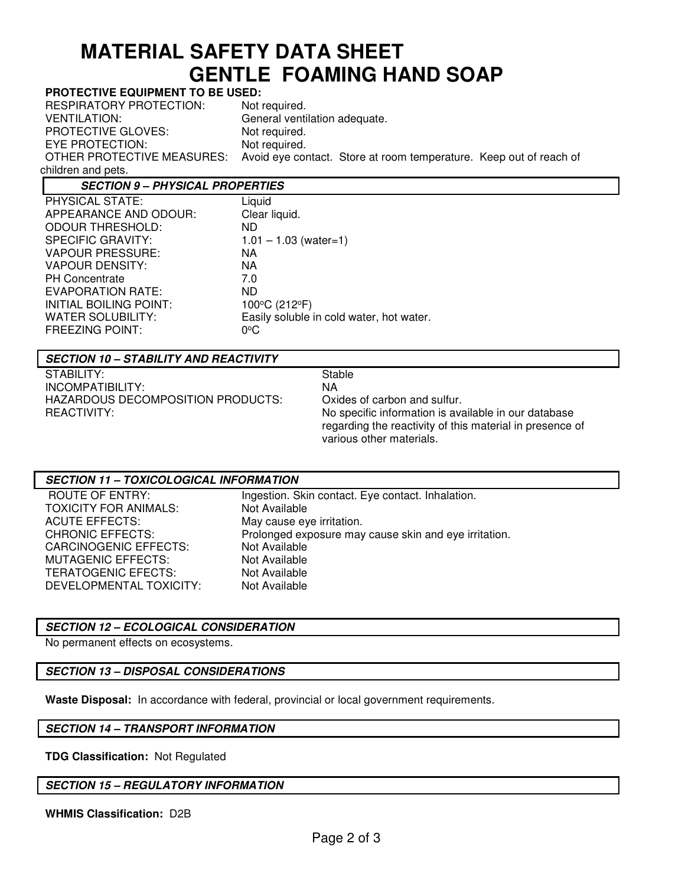# MATERIAL SAFETY DATA SHEET
# GENTLE FOAMING HAND SOAP

**PROTECTIVE EQUIPMENT TO BE USED:**

| | |
|---|---|
| RESPIRATORY PROTECTION: | Not required. |
| VENTILATION: | General ventilation adequate. |
| PROTECTIVE GLOVES: | Not required. |
| EYE PROTECTION: | Not required. |
| OTHER PROTECTIVE MEASURES: | Avoid eye contact. Store at room temperature. Keep out of reach of children and pets. |

## *SECTION 9 – PHYSICAL PROPERTIES*

| | |
|---|---|
| PHYSICAL STATE: | Liquid |
| APPEARANCE AND ODOUR: | Clear liquid. |
| ODOUR THRESHOLD: | ND |
| SPECIFIC GRAVITY: | 1.01 – 1.03 (water=1) |
| VAPOUR PRESSURE: | NA |
| VAPOUR DENSITY: | NA |
| PH Concentrate | 7.0 |
| EVAPORATION RATE: | ND |
| INITIAL BOILING POINT: | 100°C (212°F) |
| WATER SOLUBILITY: | Easily soluble in cold water, hot water. |
| FREEZING POINT: | 0°C |

## *SECTION 10 – STABILITY AND REACTIVITY*

| | |
|---|---|
| STABILITY: | Stable |
| INCOMPATIBILITY: | NA |
| HAZARDOUS DECOMPOSITION PRODUCTS: | Oxides of carbon and sulfur. |
| REACTIVITY: | No specific information is available in our database regarding the reactivity of this material in presence of various other materials. |

## *SECTION 11 – TOXICOLOGICAL INFORMATION*

| | |
|---|---|
| ROUTE OF ENTRY: | Ingestion. Skin contact. Eye contact. Inhalation. |
| TOXICITY FOR ANIMALS: | Not Available |
| ACUTE EFFECTS: | May cause eye irritation. |
| CHRONIC EFFECTS: | Prolonged exposure may cause skin and eye irritation. |
| CARCINOGENIC EFFECTS: | Not Available |
| MUTAGENIC EFFECTS: | Not Available |
| TERATOGENIC EFECTS: | Not Available |
| DEVELOPMENTAL TOXICITY: | Not Available |

## *SECTION 12 – ECOLOGICAL CONSIDERATION*

No permanent effects on ecosystems.

## *SECTION 13 – DISPOSAL CONSIDERATIONS*

**Waste Disposal:** In accordance with federal, provincial or local government requirements.

## *SECTION 14 – TRANSPORT INFORMATION*

**TDG Classification:** Not Regulated

## *SECTION 15 – REGULATORY INFORMATION*

**WHMIS Classification:** D2B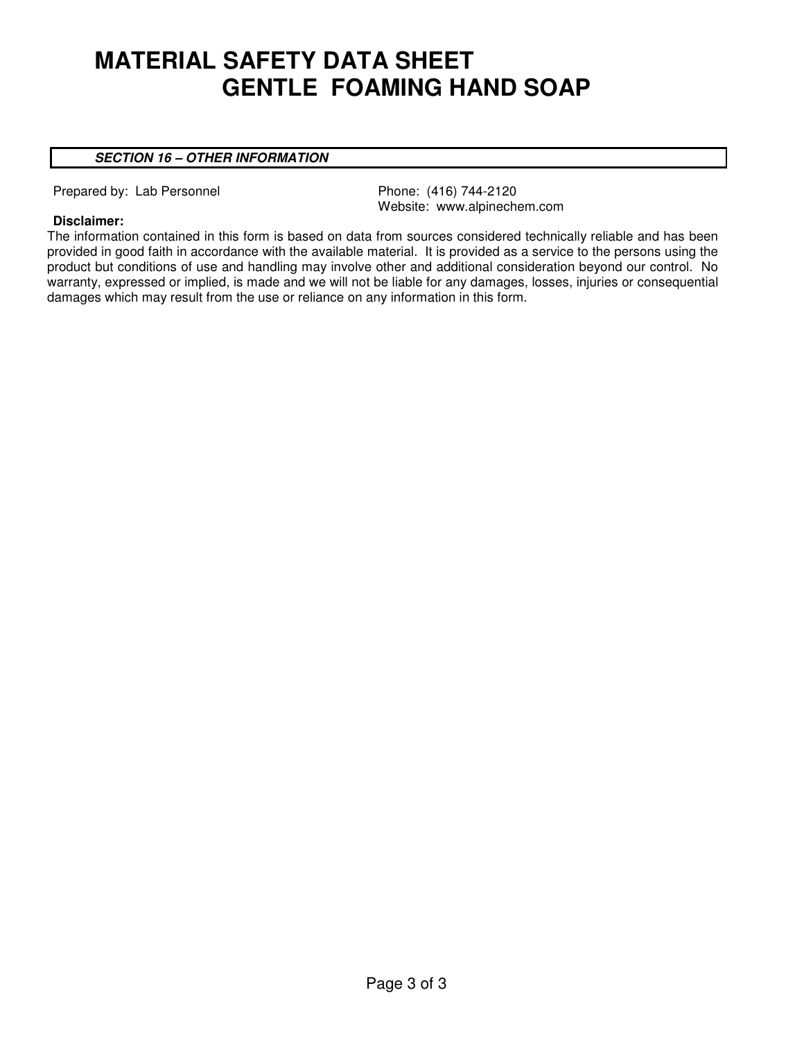# MATERIAL SAFETY DATA SHEET
# GENTLE FOAMING HAND SOAP

## SECTION 16 – OTHER INFORMATION

Prepared by: Lab Personnel

Phone: (416) 744-2120
Website: www.alpinechem.com

**Disclaimer:**

The information contained in this form is based on data from sources considered technically reliable and has been provided in good faith in accordance with the available material. It is provided as a service to the persons using the product but conditions of use and handling may involve other and additional consideration beyond our control. No warranty, expressed or implied, is made and we will not be liable for any damages, losses, injuries or consequential damages which may result from the use or reliance on any information in this form.